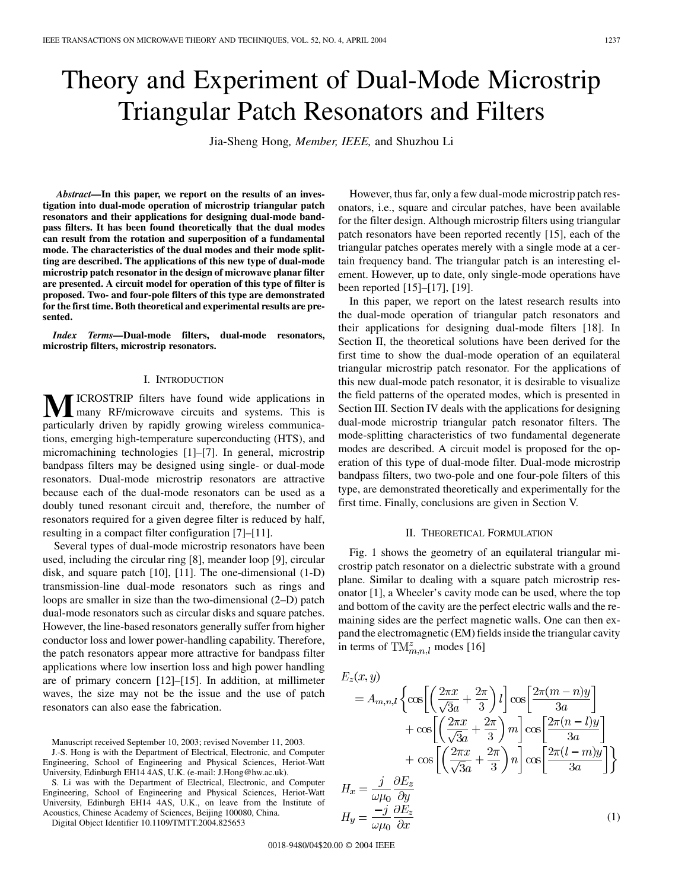# Theory and Experiment of Dual-Mode Microstrip Triangular Patch Resonators and Filters

Jia-Sheng Hong, *Member, IEEE,* and Shuzhou Li

***Abstract*—In this paper, we report on the results of an investigation into dual-mode operation of microstrip triangular patch resonators and their applications for designing dual-mode bandpass filters. It has been found theoretically that the dual modes can result from the rotation and superposition of a fundamental mode. The characteristics of the dual modes and their mode splitting are described. The applications of this new type of dual-mode microstrip patch resonator in the design of microwave planar filter are presented. A circuit model for operation of this type of filter is proposed. Two- and four-pole filters of this type are demonstrated for the first time. Both theoretical and experimental results are presented.**

***Index Terms*—Dual-mode filters, dual-mode resonators, microstrip filters, microstrip resonators.**

## I. INTRODUCTION

MICROSTRIP filters have found wide applications in many RF/microwave circuits and systems. This is particularly driven by rapidly growing wireless communications, emerging high-temperature superconducting (HTS), and micromachining technologies [1]–[7]. In general, microstrip bandpass filters may be designed using single- or dual-mode resonators. Dual-mode microstrip resonators are attractive because each of the dual-mode resonators can be used as a doubly tuned resonant circuit and, therefore, the number of resonators required for a given degree filter is reduced by half, resulting in a compact filter configuration [7]–[11].

Several types of dual-mode microstrip resonators have been used, including the circular ring [8], meander loop [9], circular disk, and square patch [10], [11]. The one-dimensional (1-D) transmission-line dual-mode resonators such as rings and loops are smaller in size than the two-dimensional (2–D) patch dual-mode resonators such as circular disks and square patches. However, the line-based resonators generally suffer from higher conductor loss and lower power-handling capability. Therefore, the patch resonators appear more attractive for bandpass filter applications where low insertion loss and high power handling are of primary concern [12]–[15]. In addition, at millimeter waves, the size may not be the issue and the use of patch resonators can also ease the fabrication.

However, thus far, only a few dual-mode microstrip patch resonators, i.e., square and circular patches, have been available for the filter design. Although microstrip filters using triangular patch resonators have been reported recently [15], each of the triangular patches operates merely with a single mode at a certain frequency band. The triangular patch is an interesting element. However, up to date, only single-mode operations have been reported [15]–[17], [19].

In this paper, we report on the latest research results into the dual-mode operation of triangular patch resonators and their applications for designing dual-mode filters [18]. In Section II, the theoretical solutions have been derived for the first time to show the dual-mode operation of an equilateral triangular microstrip patch resonator. For the applications of this new dual-mode patch resonator, it is desirable to visualize the field patterns of the operated modes, which is presented in Section III. Section IV deals with the applications for designing dual-mode microstrip triangular patch resonator filters. The mode-splitting characteristics of two fundamental degenerate modes are described. A circuit model is proposed for the operation of this type of dual-mode filter. Dual-mode microstrip bandpass filters, two two-pole and one four-pole filters of this type, are demonstrated theoretically and experimentally for the first time. Finally, conclusions are given in Section V.

## II. THEORETICAL FORMULATION

Fig. 1 shows the geometry of an equilateral triangular microstrip patch resonator on a dielectric substrate with a ground plane. Similar to dealing with a square patch microstrip resonator [1], a Wheeler's cavity mode can be used, where the top and bottom of the cavity are the perfect electric walls and the remaining sides are the perfect magnetic walls. One can then expand the electromagnetic (EM) fields inside the triangular cavity in terms of $\mathrm{TM}^z_{m,n,l}$ modes [16]

$$
\begin{aligned}
E_z(x,y) &= A_{m,n,l}\left\{\cos\left[\left(\frac{2\pi x}{\sqrt{3}a}+\frac{2\pi}{3}\right)l\right]\cos\left[\frac{2\pi(m-n)y}{3a}\right]\right.\\
&\quad+\cos\left[\left(\frac{2\pi x}{\sqrt{3}a}+\frac{2\pi}{3}\right)m\right]\cos\left[\frac{2\pi(n-l)y}{3a}\right]\\
&\quad\left.+\cos\left[\left(\frac{2\pi x}{\sqrt{3}a}+\frac{2\pi}{3}\right)n\right]\cos\left[\frac{2\pi(l-m)y}{3a}\right]\right\}\\
H_x &= \frac{j}{\omega\mu_0}\frac{\partial E_z}{\partial y}\\
H_y &= \frac{-j}{\omega\mu_0}\frac{\partial E_z}{\partial x}
\end{aligned}
\tag{1}
$$

Manuscript received September 10, 2003; revised November 11, 2003.

J.-S. Hong is with the Department of Electrical, Electronic, and Computer Engineering, School of Engineering and Physical Sciences, Heriot-Watt University, Edinburgh EH14 4AS, U.K. (e-mail: J.Hong@hw.ac.uk).

S. Li was with the Department of Electrical, Electronic, and Computer Engineering, School of Engineering and Physical Sciences, Heriot-Watt University, Edinburgh EH14 4AS, U.K., on leave from the Institute of Acoustics, Chinese Academy of Sciences, Beijing 100080, China.

Digital Object Identifier 10.1109/TMTT.2004.825653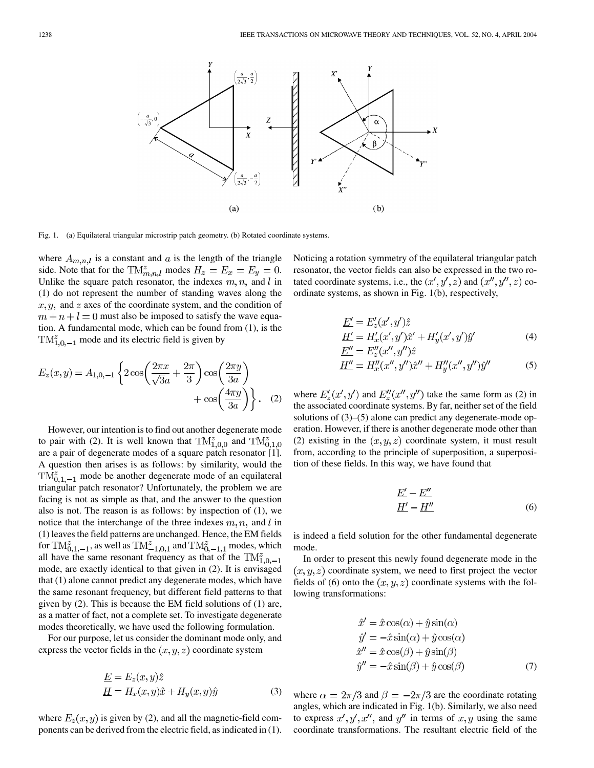Fig. 1. (a) Equilateral triangular microstrip patch geometry. (b) Rotated coordinate systems.

where $A_{m,n,l}$ is a constant and $a$ is the length of the triangle side. Note that for the $\mathrm{TM}^z_{m,n,l}$ modes $H_z = E_x = E_y = 0$. Unlike the square patch resonator, the indexes $m, n$, and $l$ in (1) do not represent the number of standing waves along the $x, y$, and $z$ axes of the coordinate system, and the condition of $m + n + l = 0$ must also be imposed to satisfy the wave equation. A fundamental mode, which can be found from (1), is the $\mathrm{TM}^z_{1,0,-1}$ mode and its electric field is given by

$$E_z(x,y) = A_{1,0,-1}\left\{2\cos\left(\frac{2\pi x}{\sqrt{3}a} + \frac{2\pi}{3}\right)\cos\left(\frac{2\pi y}{3a}\right) + \cos\left(\frac{4\pi y}{3a}\right)\right\}. \quad (2)$$

However, our intention is to find out another degenerate mode to pair with (2). It is well known that $\mathrm{TM}^z_{1,0,0}$ and $\mathrm{TM}^z_{0,1,0}$ are a pair of degenerate modes of a square patch resonator [1]. A question then arises is as follows: by similarity, would the $\mathrm{TM}^z_{0,1,-1}$ mode be another degenerate mode of an equilateral triangular patch resonator? Unfortunately, the problem we are facing is not as simple as that, and the answer to the question also is not. The reason is as follows: by inspection of (1), we notice that the interchange of the three indexes $m, n$, and $l$ in (1) leaves the field patterns are unchanged. Hence, the EM fields for $\mathrm{TM}^z_{0,1,-1}$, as well as $\mathrm{TM}^z_{-1,0,1}$ and $\mathrm{TM}^z_{0,-1,1}$ modes, which all have the same resonant frequency as that of the $\mathrm{TM}^z_{1,0,-1}$ mode, are exactly identical to that given in (2). It is envisaged that (1) alone cannot predict any degenerate modes, which have the same resonant frequency, but different field patterns to that given by (2). This is because the EM field solutions of (1) are, as a matter of fact, not a complete set. To investigate degenerate modes theoretically, we have used the following formulation.

For our purpose, let us consider the dominant mode only, and express the vector fields in the $(x, y, z)$ coordinate system

$$\underline{E} = E_z(x,y)\hat{z}$$
$$\underline{H} = H_x(x,y)\hat{x} + H_y(x,y)\hat{y} \quad (3)$$

where $E_z(x,y)$ is given by (2), and all the magnetic-field components can be derived from the electric field, as indicated in (1). Noticing a rotation symmetry of the equilateral triangular patch resonator, the vector fields can also be expressed in the two rotated coordinate systems, i.e., the $(x', y', z)$ and $(x'', y'', z)$ coordinate systems, as shown in Fig. 1(b), respectively,

$$\underline{E'} = E'_z(x',y')\hat{z}$$
$$\underline{H'} = H'_x(x',y')\hat{x}' + H'_y(x',y')\hat{y}' \quad (4)$$
$$\underline{E''} = E''_z(x'',y'')\hat{z}$$
$$\underline{H''} = H''_x(x'',y'')\hat{x}'' + H''_y(x'',y'')\hat{y}'' \quad (5)$$

where $E'_z(x',y')$ and $E''_z(x'',y'')$ take the same form as (2) in the associated coordinate systems. By far, neither set of the field solutions of (3)–(5) alone can predict any degenerate-mode operation. However, if there is another degenerate mode other than (2) existing in the $(x, y, z)$ coordinate system, it must result from, according to the principle of superposition, a superposition of these fields. In this way, we have found that

$$\underline{E'} - \underline{E''}$$
$$\underline{H'} - \underline{H''} \quad (6)$$

is indeed a field solution for the other fundamental degenerate mode.

In order to present this newly found degenerate mode in the $(x, y, z)$ coordinate system, we need to first project the vector fields of (6) onto the $(x, y, z)$ coordinate systems with the following transformations:

$$\hat{x}' = \hat{x}\cos(\alpha) + \hat{y}\sin(\alpha)$$
$$\hat{y}' = -\hat{x}\sin(\alpha) + \hat{y}\cos(\alpha)$$
$$\hat{x}'' = \hat{x}\cos(\beta) + \hat{y}\sin(\beta)$$
$$\hat{y}'' = -\hat{x}\sin(\beta) + \hat{y}\cos(\beta) \quad (7)$$

where $\alpha = 2\pi/3$ and $\beta = -2\pi/3$ are the coordinate rotating angles, which are indicated in Fig. 1(b). Similarly, we also need to express $x', y', x''$, and $y''$ in terms of $x, y$ using the same coordinate transformations. The resultant electric field of the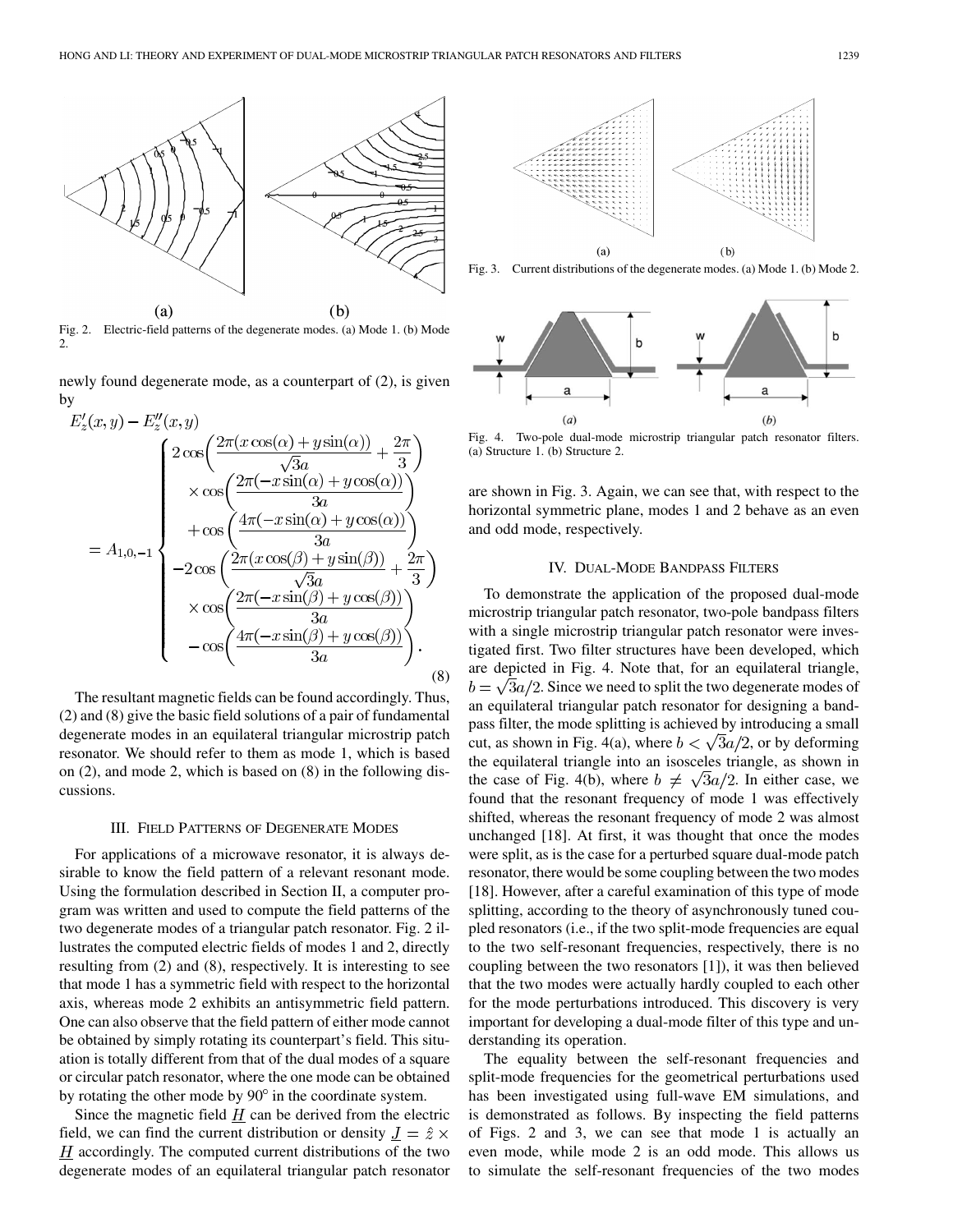Fig. 2. Electric-field patterns of the degenerate modes. (a) Mode 1. (b) Mode 2.

newly found degenerate mode, as a counterpart of (2), is given by

$$
E'_z(x,y) - E''_z(x,y) = A_{1,0,-1}\left\{\begin{array}{l} 2\cos\left(\dfrac{2\pi(x\cos(\alpha)+y\sin(\alpha))}{\sqrt{3}a}+\dfrac{2\pi}{3}\right) \\ \quad\times\cos\left(\dfrac{2\pi(-x\sin(\alpha)+y\cos(\alpha))}{3a}\right) \\ \quad+\cos\left(\dfrac{4\pi(-x\sin(\alpha)+y\cos(\alpha))}{3a}\right) \\ -2\cos\left(\dfrac{2\pi(x\cos(\beta)+y\sin(\beta))}{\sqrt{3}a}+\dfrac{2\pi}{3}\right) \\ \quad\times\cos\left(\dfrac{2\pi(-x\sin(\beta)+y\cos(\beta))}{3a}\right) \\ \quad-\cos\left(\dfrac{4\pi(-x\sin(\beta)+y\cos(\beta))}{3a}\right). \end{array}\right. \tag{8}
$$

The resultant magnetic fields can be found accordingly. Thus, (2) and (8) give the basic field solutions of a pair of fundamental degenerate modes in an equilateral triangular microstrip patch resonator. We should refer to them as mode 1, which is based on (2), and mode 2, which is based on (8) in the following discussions.

## III. Field Patterns of Degenerate Modes

For applications of a microwave resonator, it is always desirable to know the field pattern of a relevant resonant mode. Using the formulation described in Section II, a computer program was written and used to compute the field patterns of the two degenerate modes of a triangular patch resonator. Fig. 2 illustrates the computed electric fields of modes 1 and 2, directly resulting from (2) and (8), respectively. It is interesting to see that mode 1 has a symmetric field with respect to the horizontal axis, whereas mode 2 exhibits an antisymmetric field pattern. One can also observe that the field pattern of either mode cannot be obtained by simply rotating its counterpart's field. This situation is totally different from that of the dual modes of a square or circular patch resonator, where the one mode can be obtained by rotating the other mode by 90° in the coordinate system.

Since the magnetic field $\underline{H}$ can be derived from the electric field, we can find the current distribution or density $\underline{J} = \hat{z} \times \underline{H}$ accordingly. The computed current distributions of the two degenerate modes of an equilateral triangular patch resonator are shown in Fig. 3. Again, we can see that, with respect to the horizontal symmetric plane, modes 1 and 2 behave as an even and odd mode, respectively.

Fig. 3. Current distributions of the degenerate modes. (a) Mode 1. (b) Mode 2.

Fig. 4. Two-pole dual-mode microstrip triangular patch resonator filters. (a) Structure 1. (b) Structure 2.

## IV. Dual-Mode Bandpass Filters

To demonstrate the application of the proposed dual-mode microstrip triangular patch resonator, two-pole bandpass filters with a single microstrip triangular patch resonator were investigated first. Two filter structures have been developed, which are depicted in Fig. 4. Note that, for an equilateral triangle, $b = \sqrt{3}a/2$. Since we need to split the two degenerate modes of an equilateral triangular patch resonator for designing a bandpass filter, the mode splitting is achieved by introducing a small cut, as shown in Fig. 4(a), where $b < \sqrt{3}a/2$, or by deforming the equilateral triangle into an isosceles triangle, as shown in the case of Fig. 4(b), where $b \neq \sqrt{3}a/2$. In either case, we found that the resonant frequency of mode 1 was effectively shifted, whereas the resonant frequency of mode 2 was almost unchanged [18]. At first, it was thought that once the modes were split, as is the case for a perturbed square dual-mode patch resonator, there would be some coupling between the two modes [18]. However, after a careful examination of this type of mode splitting, according to the theory of asynchronously tuned coupled resonators (i.e., if the two split-mode frequencies are equal to the two self-resonant frequencies, respectively, there is no coupling between the two resonators [1]), it was then believed that the two modes were actually hardly coupled to each other for the mode perturbations introduced. This discovery is very important for developing a dual-mode filter of this type and understanding its operation.

The equality between the self-resonant frequencies and split-mode frequencies for the geometrical perturbations used has been investigated using full-wave EM simulations, and is demonstrated as follows. By inspecting the field patterns of Figs. 2 and 3, we can see that mode 1 is actually an even mode, while mode 2 is an odd mode. This allows us to simulate the self-resonant frequencies of the two modes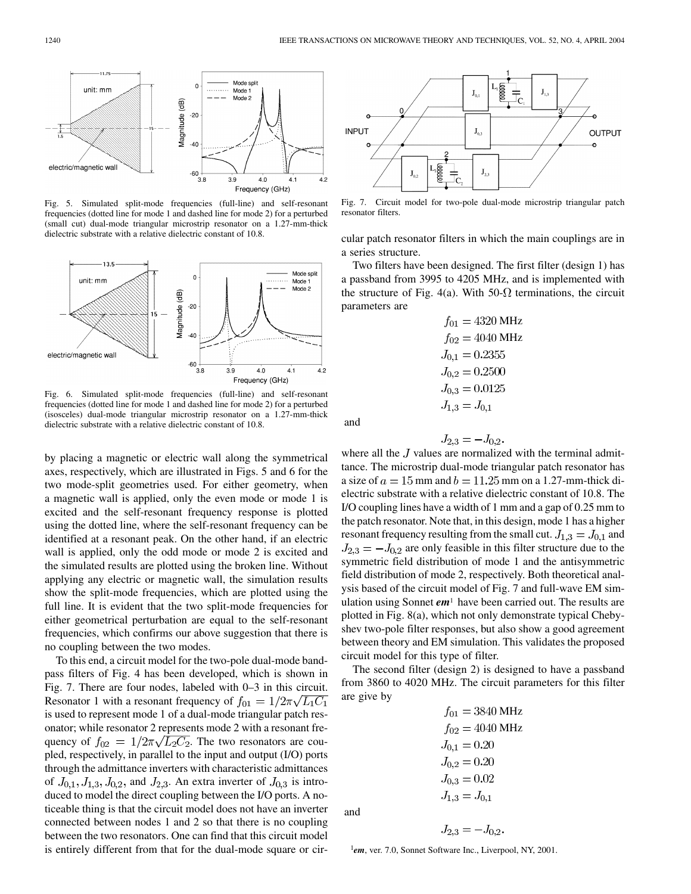Fig. 5. Simulated split-mode frequencies (full-line) and self-resonant frequencies (dotted line for mode 1 and dashed line for mode 2) for a perturbed (small cut) dual-mode triangular microstrip resonator on a 1.27-mm-thick dielectric substrate with a relative dielectric constant of 10.8.

Fig. 6. Simulated split-mode frequencies (full-line) and self-resonant frequencies (dotted line for mode 1 and dashed line for mode 2) for a perturbed (isosceles) dual-mode triangular microstrip resonator on a 1.27-mm-thick dielectric substrate with a relative dielectric constant of 10.8.

by placing a magnetic or electric wall along the symmetrical axes, respectively, which are illustrated in Figs. 5 and 6 for the two mode-split geometries used. For either geometry, when a magnetic wall is applied, only the even mode or mode 1 is excited and the self-resonant frequency response is plotted using the dotted line, where the self-resonant frequency can be identified at a resonant peak. On the other hand, if an electric wall is applied, only the odd mode or mode 2 is excited and the simulated results are plotted using the broken line. Without applying any electric or magnetic wall, the simulation results show the split-mode frequencies, which are plotted using the full line. It is evident that the two split-mode frequencies for either geometrical perturbation are equal to the self-resonant frequencies, which confirms our above suggestion that there is no coupling between the two modes.

To this end, a circuit model for the two-pole dual-mode bandpass filters of Fig. 4 has been developed, which is shown in Fig. 7. There are four nodes, labeled with 0–3 in this circuit. Resonator 1 with a resonant frequency of $f_{01} = 1/2\pi\sqrt{L_1C_1}$ is used to represent mode 1 of a dual-mode triangular patch resonator; while resonator 2 represents mode 2 with a resonant frequency of $f_{02} = 1/2\pi\sqrt{L_2C_2}$. The two resonators are coupled, respectively, in parallel to the input and output (I/O) ports through the admittance inverters with characteristic admittances of $J_{0,1}, J_{1,3}, J_{0,2}$, and $J_{2,3}$. An extra inverter of $J_{0,3}$ is introduced to model the direct coupling between the I/O ports. A noticeable thing is that the circuit model does not have an inverter connected between nodes 1 and 2 so that there is no coupling between the two resonators. One can find that this circuit model is entirely different from that for the dual-mode square or circular patch resonator filters in which the main couplings are in a series structure.

Fig. 7. Circuit model for two-pole dual-mode microstrip triangular patch resonator filters.

Two filters have been designed. The first filter (design 1) has a passband from 3995 to 4205 MHz, and is implemented with the structure of Fig. 4(a). With 50-Ω terminations, the circuit parameters are

$$f_{01} = 4320 \text{ MHz}$$
$$f_{02} = 4040 \text{ MHz}$$
$$J_{0,1} = 0.2355$$
$$J_{0,2} = 0.2500$$
$$J_{0,3} = 0.0125$$
$$J_{1,3} = J_{0,1}$$

and

$$J_{2,3} = -J_{0,2}.$$

where all the $J$ values are normalized with the terminal admittance. The microstrip dual-mode triangular patch resonator has a size of $a = 15$ mm and $b = 11.25$ mm on a 1.27-mm-thick dielectric substrate with a relative dielectric constant of 10.8. The I/O coupling lines have a width of 1 mm and a gap of 0.25 mm to the patch resonator. Note that, in this design, mode 1 has a higher resonant frequency resulting from the small cut. $J_{1,3} = J_{0,1}$ and $J_{2,3} = -J_{0,2}$ are only feasible in this filter structure due to the symmetric field distribution of mode 1 and the antisymmetric field distribution of mode 2, respectively. Both theoretical analysis based of the circuit model of Fig. 7 and full-wave EM simulation using Sonnet ***em***[1] have been carried out. The results are plotted in Fig. 8(a), which not only demonstrate typical Chebyshev two-pole filter responses, but also show a good agreement between theory and EM simulation. This validates the proposed circuit model for this type of filter.

The second filter (design 2) is designed to have a passband from 3860 to 4020 MHz. The circuit parameters for this filter are give by

$$f_{01} = 3840 \text{ MHz}$$
$$f_{02} = 4040 \text{ MHz}$$
$$J_{0,1} = 0.20$$
$$J_{0,2} = 0.20$$
$$J_{0,3} = 0.02$$
$$J_{1,3} = J_{0,1}$$

and

$$J_{2,3} = -J_{0,2}.$$

[1] ***em***, ver. 7.0, Sonnet Software Inc., Liverpool, NY, 2001.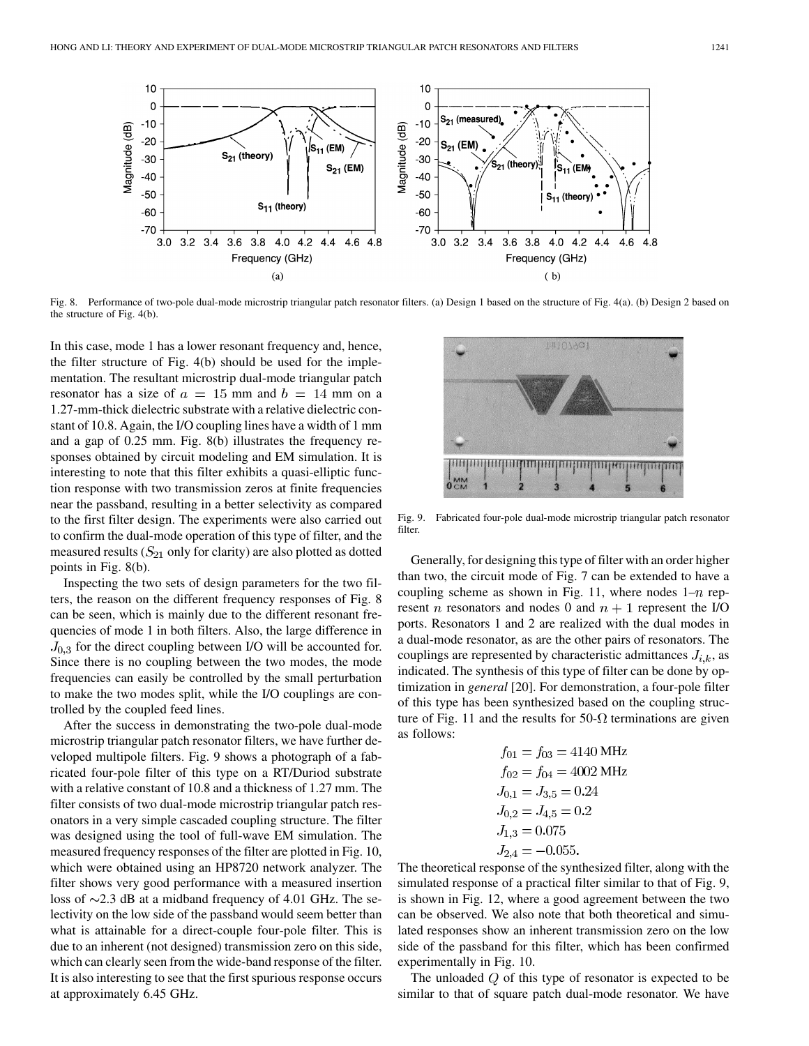Fig. 8. Performance of two-pole dual-mode microstrip triangular patch resonator filters. (a) Design 1 based on the structure of Fig. 4(a). (b) Design 2 based on the structure of Fig. 4(b).

In this case, mode 1 has a lower resonant frequency and, hence, the filter structure of Fig. 4(b) should be used for the implementation. The resultant microstrip dual-mode triangular patch resonator has a size of $a = 15$ mm and $b = 14$ mm on a 1.27-mm-thick dielectric substrate with a relative dielectric constant of 10.8. Again, the I/O coupling lines have a width of 1 mm and a gap of 0.25 mm. Fig. 8(b) illustrates the frequency responses obtained by circuit modeling and EM simulation. It is interesting to note that this filter exhibits a quasi-elliptic function response with two transmission zeros at finite frequencies near the passband, resulting in a better selectivity as compared to the first filter design. The experiments were also carried out to confirm the dual-mode operation of this type of filter, and the measured results ($S_{21}$ only for clarity) are also plotted as dotted points in Fig. 8(b).

Inspecting the two sets of design parameters for the two filters, the reason on the different frequency responses of Fig. 8 can be seen, which is mainly due to the different resonant frequencies of mode 1 in both filters. Also, the large difference in $J_{0,3}$ for the direct coupling between I/O will be accounted for. Since there is no coupling between the two modes, the mode frequencies can easily be controlled by the small perturbation to make the two modes split, while the I/O couplings are controlled by the coupled feed lines.

After the success in demonstrating the two-pole dual-mode microstrip triangular patch resonator filters, we have further developed multipole filters. Fig. 9 shows a photograph of a fabricated four-pole filter of this type on a RT/Duriod substrate with a relative constant of 10.8 and a thickness of 1.27 mm. The filter consists of two dual-mode microstrip triangular patch resonators in a very simple cascaded coupling structure. The filter was designed using the tool of full-wave EM simulation. The measured frequency responses of the filter are plotted in Fig. 10, which were obtained using an HP8720 network analyzer. The filter shows very good performance with a measured insertion loss of ~2.3 dB at a midband frequency of 4.01 GHz. The selectivity on the low side of the passband would seem better than what is attainable for a direct-couple four-pole filter. This is due to an inherent (not designed) transmission zero on this side, which can clearly seen from the wide-band response of the filter. It is also interesting to see that the first spurious response occurs at approximately 6.45 GHz.

Fig. 9. Fabricated four-pole dual-mode microstrip triangular patch resonator filter.

Generally, for designing this type of filter with an order higher than two, the circuit mode of Fig. 7 can be extended to have a coupling scheme as shown in Fig. 11, where nodes 1–$n$ represent $n$ resonators and nodes 0 and $n+1$ represent the I/O ports. Resonators 1 and 2 are realized with the dual modes in a dual-mode resonator, as are the other pairs of resonators. The couplings are represented by characteristic admittances $J_{i,k}$, as indicated. The synthesis of this type of filter can be done by optimization in *general* [20]. For demonstration, a four-pole filter of this type has been synthesized based on the coupling structure of Fig. 11 and the results for 50-$\Omega$ terminations are given as follows:

$$f_{01} = f_{03} = 4140 \text{ MHz}$$
$$f_{02} = f_{04} = 4002 \text{ MHz}$$
$$J_{0,1} = J_{3,5} = 0.24$$
$$J_{0,2} = J_{4,5} = 0.2$$
$$J_{1,3} = 0.075$$
$$J_{2,4} = -0.055.$$

The theoretical response of the synthesized filter, along with the simulated response of a practical filter similar to that of Fig. 9, is shown in Fig. 12, where a good agreement between the two can be observed. We also note that both theoretical and simulated responses show an inherent transmission zero on the low side of the passband for this filter, which has been confirmed experimentally in Fig. 10.

The unloaded $Q$ of this type of resonator is expected to be similar to that of square patch dual-mode resonator. We have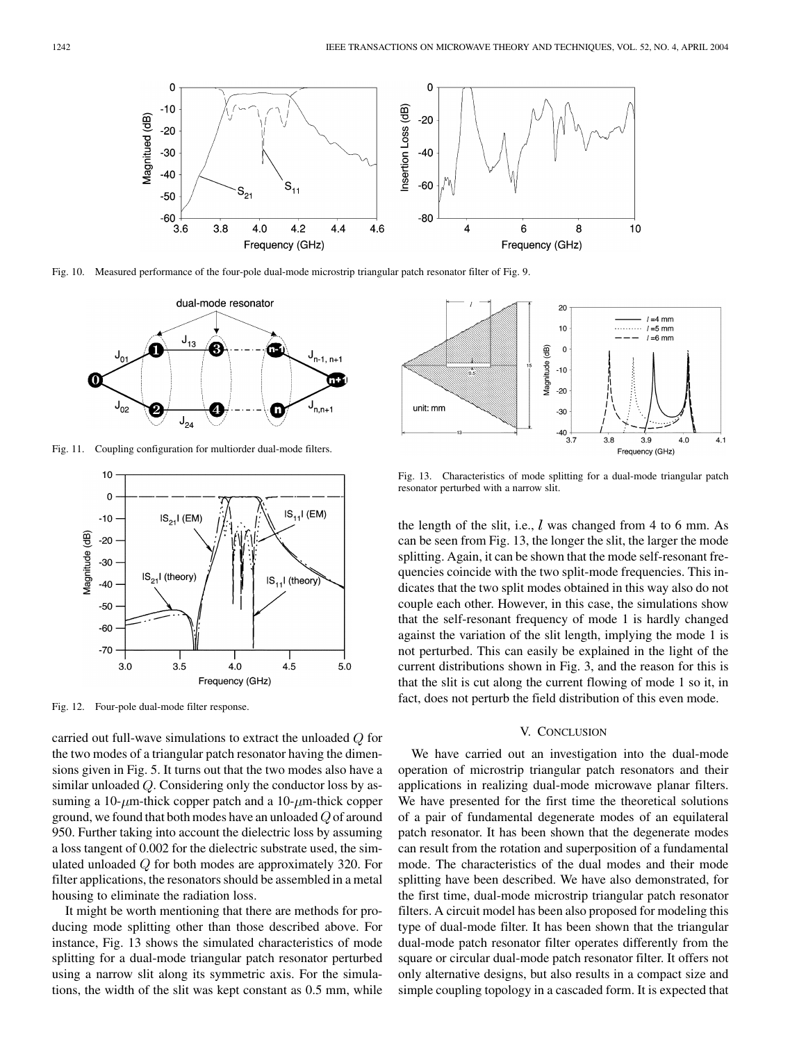Fig. 10. Measured performance of the four-pole dual-mode microstrip triangular patch resonator filter of Fig. 9.

Fig. 11. Coupling configuration for multiorder dual-mode filters.

Fig. 12. Four-pole dual-mode filter response.

Fig. 13. Characteristics of mode splitting for a dual-mode triangular patch resonator perturbed with a narrow slit.

carried out full-wave simulations to extract the unloaded $Q$ for the two modes of a triangular patch resonator having the dimensions given in Fig. 5. It turns out that the two modes also have a similar unloaded $Q$. Considering only the conductor loss by assuming a 10-$\mu$m-thick copper patch and a 10-$\mu$m-thick copper ground, we found that both modes have an unloaded $Q$ of around 950. Further taking into account the dielectric loss by assuming a loss tangent of 0.002 for the dielectric substrate used, the simulated unloaded $Q$ for both modes are approximately 320. For filter applications, the resonators should be assembled in a metal housing to eliminate the radiation loss.

It might be worth mentioning that there are methods for producing mode splitting other than those described above. For instance, Fig. 13 shows the simulated characteristics of mode splitting for a dual-mode triangular patch resonator perturbed using a narrow slit along its symmetric axis. For the simulations, the width of the slit was kept constant as 0.5 mm, while the length of the slit, i.e., $l$ was changed from 4 to 6 mm. As can be seen from Fig. 13, the longer the slit, the larger the mode splitting. Again, it can be shown that the mode self-resonant frequencies coincide with the two split-mode frequencies. This indicates that the two split modes obtained in this way also do not couple each other. However, in this case, the simulations show that the self-resonant frequency of mode 1 is hardly changed against the variation of the slit length, implying the mode 1 is not perturbed. This can easily be explained in the light of the current distributions shown in Fig. 3, and the reason for this is that the slit is cut along the current flowing of mode 1 so it, in fact, does not perturb the field distribution of this even mode.

## V. Conclusion

We have carried out an investigation into the dual-mode operation of microstrip triangular patch resonators and their applications in realizing dual-mode microwave planar filters. We have presented for the first time the theoretical solutions of a pair of fundamental degenerate modes of an equilateral patch resonator. It has been shown that the degenerate modes can result from the rotation and superposition of a fundamental mode. The characteristics of the dual modes and their mode splitting have been described. We have also demonstrated, for the first time, dual-mode microstrip triangular patch resonator filters. A circuit model has been also proposed for modeling this type of dual-mode filter. It has been shown that the triangular dual-mode patch resonator filter operates differently from the square or circular dual-mode patch resonator filter. It offers not only alternative designs, but also results in a compact size and simple coupling topology in a cascaded form. It is expected that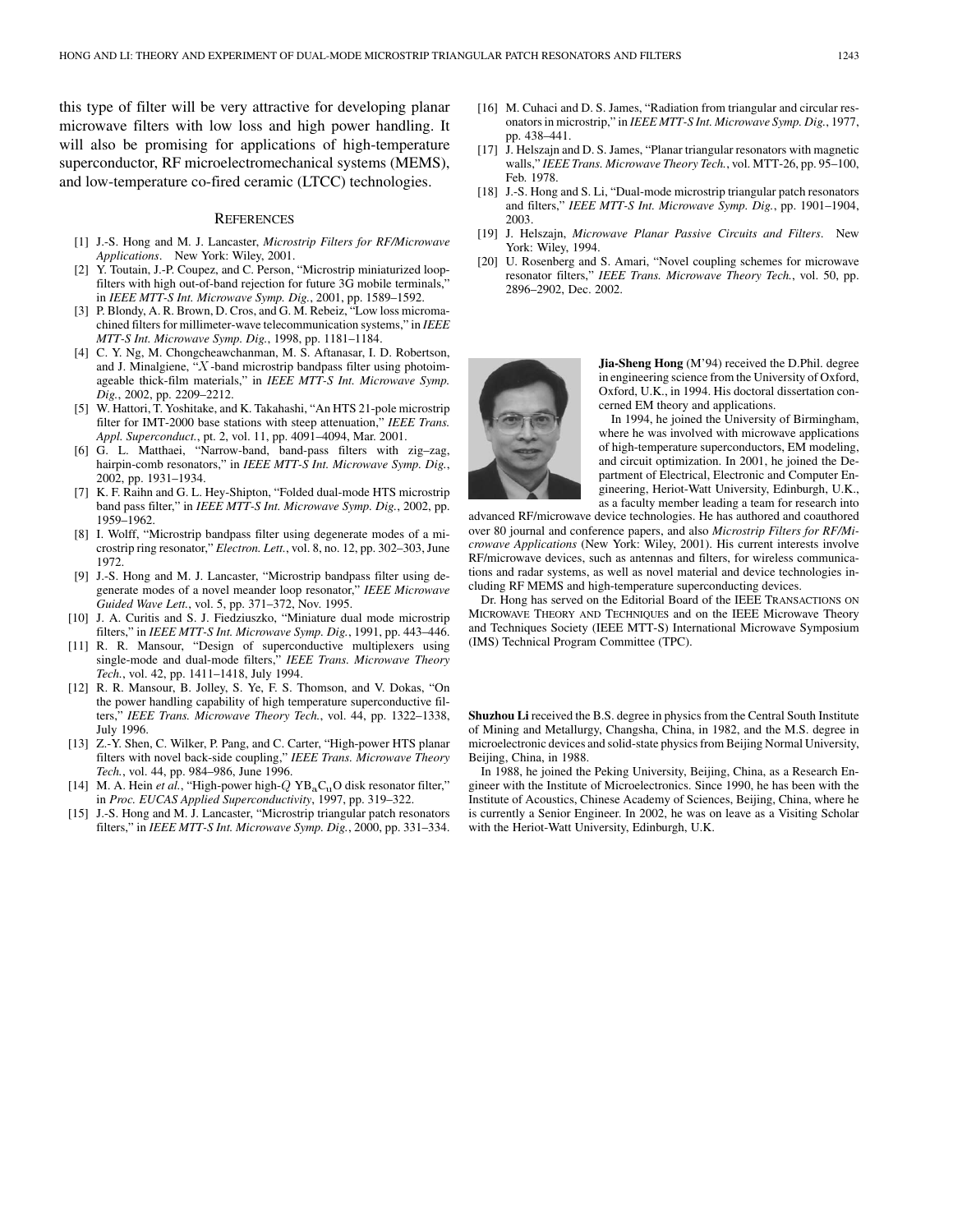this type of filter will be very attractive for developing planar microwave filters with low loss and high power handling. It will also be promising for applications of high-temperature superconductor, RF microelectromechanical systems (MEMS), and low-temperature co-fired ceramic (LTCC) technologies.

## REFERENCES

[1] J.-S. Hong and M. J. Lancaster, *Microstrip Filters for RF/Microwave Applications*. New York: Wiley, 2001.

[2] Y. Toutain, J.-P. Coupez, and C. Person, "Microstrip miniaturized loop-filters with high out-of-band rejection for future 3G mobile terminals," in *IEEE MTT-S Int. Microwave Symp. Dig.*, 2001, pp. 1589–1592.

[3] P. Blondy, A. R. Brown, D. Cros, and G. M. Rebeiz, "Low loss micromachined filters for millimeter-wave telecommunication systems," in *IEEE MTT-S Int. Microwave Symp. Dig.*, 1998, pp. 1181–1184.

[4] C. Y. Ng, M. Chongcheawchanman, M. S. Aftanasar, I. D. Robertson, and J. Minalgiene, "$X$-band microstrip bandpass filter using photoimageable thick-film materials," in *IEEE MTT-S Int. Microwave Symp. Dig.*, 2002, pp. 2209–2212.

[5] W. Hattori, T. Yoshitake, and K. Takahashi, "An HTS 21-pole microstrip filter for IMT-2000 base stations with steep attenuation," *IEEE Trans. Appl. Superconduct.*, pt. 2, vol. 11, pp. 4091–4094, Mar. 2001.

[6] G. L. Matthaei, "Narrow-band, band-pass filters with zig–zag, hairpin-comb resonators," in *IEEE MTT-S Int. Microwave Symp. Dig.*, 2002, pp. 1931–1934.

[7] K. F. Raihn and G. L. Hey-Shipton, "Folded dual-mode HTS microstrip band pass filter," in *IEEE MTT-S Int. Microwave Symp. Dig.*, 2002, pp. 1959–1962.

[8] I. Wolff, "Microstrip bandpass filter using degenerate modes of a microstrip ring resonator," *Electron. Lett.*, vol. 8, no. 12, pp. 302–303, June 1972.

[9] J.-S. Hong and M. J. Lancaster, "Microstrip bandpass filter using degenerate modes of a novel meander loop resonator," *IEEE Microwave Guided Wave Lett.*, vol. 5, pp. 371–372, Nov. 1995.

[10] J. A. Curitis and S. J. Fiedziuszko, "Miniature dual mode microstrip filters," in *IEEE MTT-S Int. Microwave Symp. Dig.*, 1991, pp. 443–446.

[11] R. R. Mansour, "Design of superconductive multiplexers using single-mode and dual-mode filters," *IEEE Trans. Microwave Theory Tech.*, vol. 42, pp. 1411–1418, July 1994.

[12] R. R. Mansour, B. Jolley, S. Ye, F. S. Thomson, and V. Dokas, "On the power handling capability of high temperature superconductive filters," *IEEE Trans. Microwave Theory Tech.*, vol. 44, pp. 1322–1338, July 1996.

[13] Z.-Y. Shen, C. Wilker, P. Pang, and C. Carter, "High-power HTS planar filters with novel back-side coupling," *IEEE Trans. Microwave Theory Tech.*, vol. 44, pp. 984–986, June 1996.

[14] M. A. Hein *et al.*, "High-power high-$Q$ $YB_aC_uO$ disk resonator filter," in *Proc. EUCAS Applied Superconductivity*, 1997, pp. 319–322.

[15] J.-S. Hong and M. J. Lancaster, "Microstrip triangular patch resonators filters," in *IEEE MTT-S Int. Microwave Symp. Dig.*, 2000, pp. 331–334.

[16] M. Cuhaci and D. S. James, "Radiation from triangular and circular resonators in microstrip," in *IEEE MTT-S Int. Microwave Symp. Dig.*, 1977, pp. 438–441.

[17] J. Helszajn and D. S. James, "Planar triangular resonators with magnetic walls," *IEEE Trans. Microwave Theory Tech.*, vol. MTT-26, pp. 95–100, Feb. 1978.

[18] J.-S. Hong and S. Li, "Dual-mode microstrip triangular patch resonators and filters," *IEEE MTT-S Int. Microwave Symp. Dig.*, pp. 1901–1904, 2003.

[19] J. Helszajn, *Microwave Planar Passive Circuits and Filters*. New York: Wiley, 1994.

[20] U. Rosenberg and S. Amari, "Novel coupling schemes for microwave resonator filters," *IEEE Trans. Microwave Theory Tech.*, vol. 50, pp. 2896–2902, Dec. 2002.

**Jia-Sheng Hong** (M'94) received the D.Phil. degree in engineering science from the University of Oxford, Oxford, U.K., in 1994. His doctoral dissertation concerned EM theory and applications.

In 1994, he joined the University of Birmingham, where he was involved with microwave applications of high-temperature superconductors, EM modeling, and circuit optimization. In 2001, he joined the Department of Electrical, Electronic and Computer Engineering, Heriot-Watt University, Edinburgh, U.K., as a faculty member leading a team for research into advanced RF/microwave device technologies. He has authored and coauthored over 80 journal and conference papers, and also *Microstrip Filters for RF/Microwave Applications* (New York: Wiley, 2001). His current interests involve RF/microwave devices, such as antennas and filters, for wireless communications and radar systems, as well as novel material and device technologies including RF MEMS and high-temperature superconducting devices.

Dr. Hong has served on the Editorial Board of the IEEE TRANSACTIONS ON MICROWAVE THEORY AND TECHNIQUES and on the IEEE Microwave Theory and Techniques Society (IEEE MTT-S) International Microwave Symposium (IMS) Technical Program Committee (TPC).

**Shuzhou Li** received the B.S. degree in physics from the Central South Institute of Mining and Metallurgy, Changsha, China, in 1982, and the M.S. degree in microelectronic devices and solid-state physics from Beijing Normal University, Beijing, China, in 1988.

In 1988, he joined the Peking University, Beijing, China, as a Research Engineer with the Institute of Microelectronics. Since 1990, he has been with the Institute of Acoustics, Chinese Academy of Sciences, Beijing, China, where he is currently a Senior Engineer. In 2002, he was on leave as a Visiting Scholar with the Heriot-Watt University, Edinburgh, U.K.